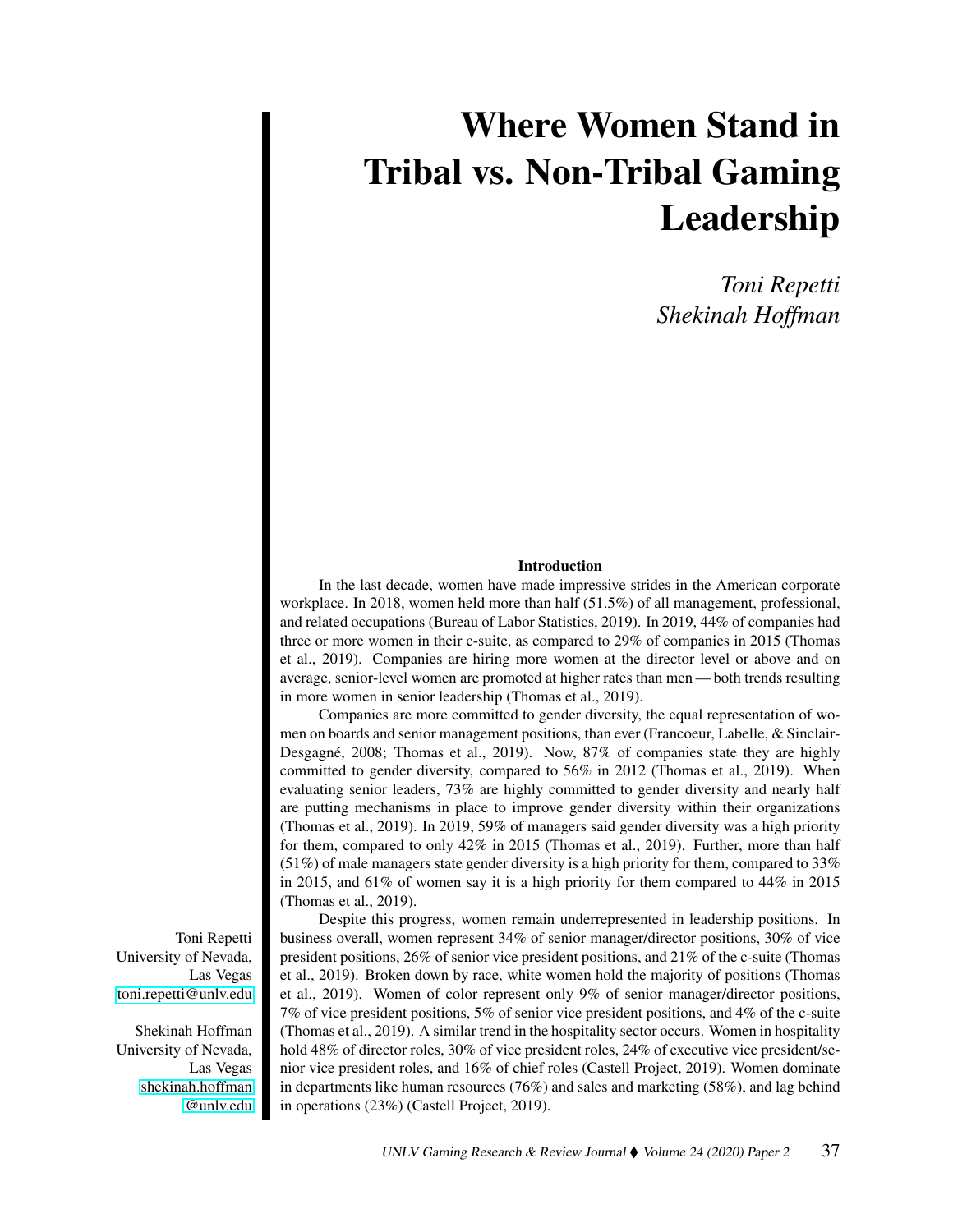# Where Women Stand in Tribal vs. Non-Tribal Gaming Leadership

*Toni Repetti*
*Shekinah Hoffman*

Toni Repetti
University of Nevada, Las Vegas
toni.repetti@unlv.edu

Shekinah Hoffman
University of Nevada, Las Vegas
shekinah.hoffman@unlv.edu

## Introduction

In the last decade, women have made impressive strides in the American corporate workplace. In 2018, women held more than half (51.5%) of all management, professional, and related occupations (Bureau of Labor Statistics, 2019). In 2019, 44% of companies had three or more women in their c-suite, as compared to 29% of companies in 2015 (Thomas et al., 2019). Companies are hiring more women at the director level or above and on average, senior-level women are promoted at higher rates than men — both trends resulting in more women in senior leadership (Thomas et al., 2019).

Companies are more committed to gender diversity, the equal representation of women on boards and senior management positions, than ever (Francoeur, Labelle, & Sinclair-Desgagné, 2008; Thomas et al., 2019). Now, 87% of companies state they are highly committed to gender diversity, compared to 56% in 2012 (Thomas et al., 2019). When evaluating senior leaders, 73% are highly committed to gender diversity and nearly half are putting mechanisms in place to improve gender diversity within their organizations (Thomas et al., 2019). In 2019, 59% of managers said gender diversity was a high priority for them, compared to only 42% in 2015 (Thomas et al., 2019). Further, more than half (51%) of male managers state gender diversity is a high priority for them, compared to 33% in 2015, and 61% of women say it is a high priority for them compared to 44% in 2015 (Thomas et al., 2019).

Despite this progress, women remain underrepresented in leadership positions. In business overall, women represent 34% of senior manager/director positions, 30% of vice president positions, 26% of senior vice president positions, and 21% of the c-suite (Thomas et al., 2019). Broken down by race, white women hold the majority of positions (Thomas et al., 2019). Women of color represent only 9% of senior manager/director positions, 7% of vice president positions, 5% of senior vice president positions, and 4% of the c-suite (Thomas et al., 2019). A similar trend in the hospitality sector occurs. Women in hospitality hold 48% of director roles, 30% of vice president roles, 24% of executive vice president/senior vice president roles, and 16% of chief roles (Castell Project, 2019). Women dominate in departments like human resources (76%) and sales and marketing (58%), and lag behind in operations (23%) (Castell Project, 2019).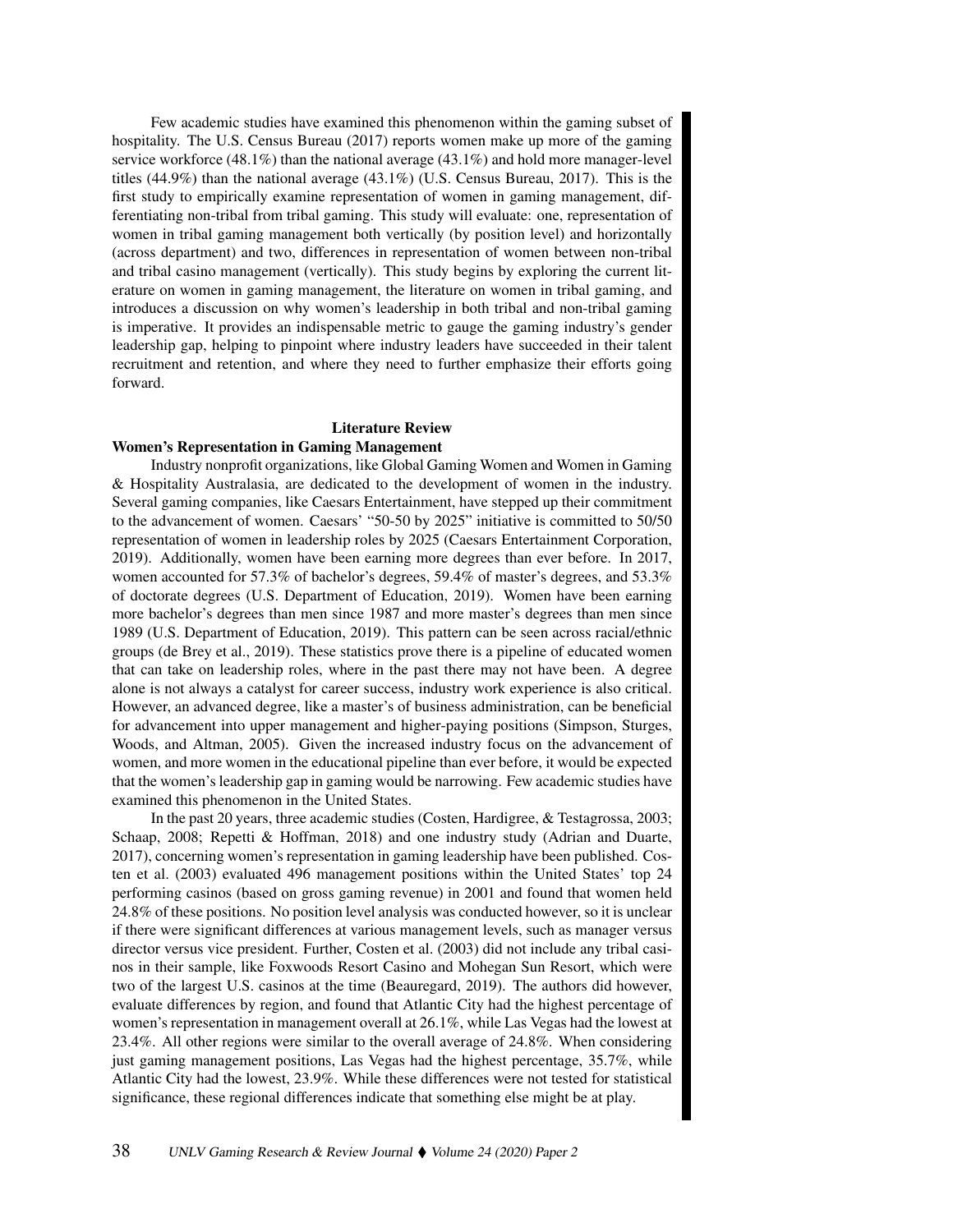Few academic studies have examined this phenomenon within the gaming subset of hospitality. The U.S. Census Bureau (2017) reports women make up more of the gaming service workforce (48.1%) than the national average (43.1%) and hold more manager-level titles (44.9%) than the national average (43.1%) (U.S. Census Bureau, 2017). This is the first study to empirically examine representation of women in gaming management, differentiating non-tribal from tribal gaming. This study will evaluate: one, representation of women in tribal gaming management both vertically (by position level) and horizontally (across department) and two, differences in representation of women between non-tribal and tribal casino management (vertically). This study begins by exploring the current literature on women in gaming management, the literature on women in tribal gaming, and introduces a discussion on why women's leadership in both tribal and non-tribal gaming is imperative. It provides an indispensable metric to gauge the gaming industry's gender leadership gap, helping to pinpoint where industry leaders have succeeded in their talent recruitment and retention, and where they need to further emphasize their efforts going forward.

## Literature Review

### Women's Representation in Gaming Management

Industry nonprofit organizations, like Global Gaming Women and Women in Gaming & Hospitality Australasia, are dedicated to the development of women in the industry. Several gaming companies, like Caesars Entertainment, have stepped up their commitment to the advancement of women. Caesars' "50-50 by 2025" initiative is committed to 50/50 representation of women in leadership roles by 2025 (Caesars Entertainment Corporation, 2019). Additionally, women have been earning more degrees than ever before. In 2017, women accounted for 57.3% of bachelor's degrees, 59.4% of master's degrees, and 53.3% of doctorate degrees (U.S. Department of Education, 2019). Women have been earning more bachelor's degrees than men since 1987 and more master's degrees than men since 1989 (U.S. Department of Education, 2019). This pattern can be seen across racial/ethnic groups (de Brey et al., 2019). These statistics prove there is a pipeline of educated women that can take on leadership roles, where in the past there may not have been. A degree alone is not always a catalyst for career success, industry work experience is also critical. However, an advanced degree, like a master's of business administration, can be beneficial for advancement into upper management and higher-paying positions (Simpson, Sturges, Woods, and Altman, 2005). Given the increased industry focus on the advancement of women, and more women in the educational pipeline than ever before, it would be expected that the women's leadership gap in gaming would be narrowing. Few academic studies have examined this phenomenon in the United States.

In the past 20 years, three academic studies (Costen, Hardigree, & Testagrossa, 2003; Schaap, 2008; Repetti & Hoffman, 2018) and one industry study (Adrian and Duarte, 2017), concerning women's representation in gaming leadership have been published. Costen et al. (2003) evaluated 496 management positions within the United States' top 24 performing casinos (based on gross gaming revenue) in 2001 and found that women held 24.8% of these positions. No position level analysis was conducted however, so it is unclear if there were significant differences at various management levels, such as manager versus director versus vice president. Further, Costen et al. (2003) did not include any tribal casinos in their sample, like Foxwoods Resort Casino and Mohegan Sun Resort, which were two of the largest U.S. casinos at the time (Beauregard, 2019). The authors did however, evaluate differences by region, and found that Atlantic City had the highest percentage of women's representation in management overall at 26.1%, while Las Vegas had the lowest at 23.4%. All other regions were similar to the overall average of 24.8%. When considering just gaming management positions, Las Vegas had the highest percentage, 35.7%, while Atlantic City had the lowest, 23.9%. While these differences were not tested for statistical significance, these regional differences indicate that something else might be at play.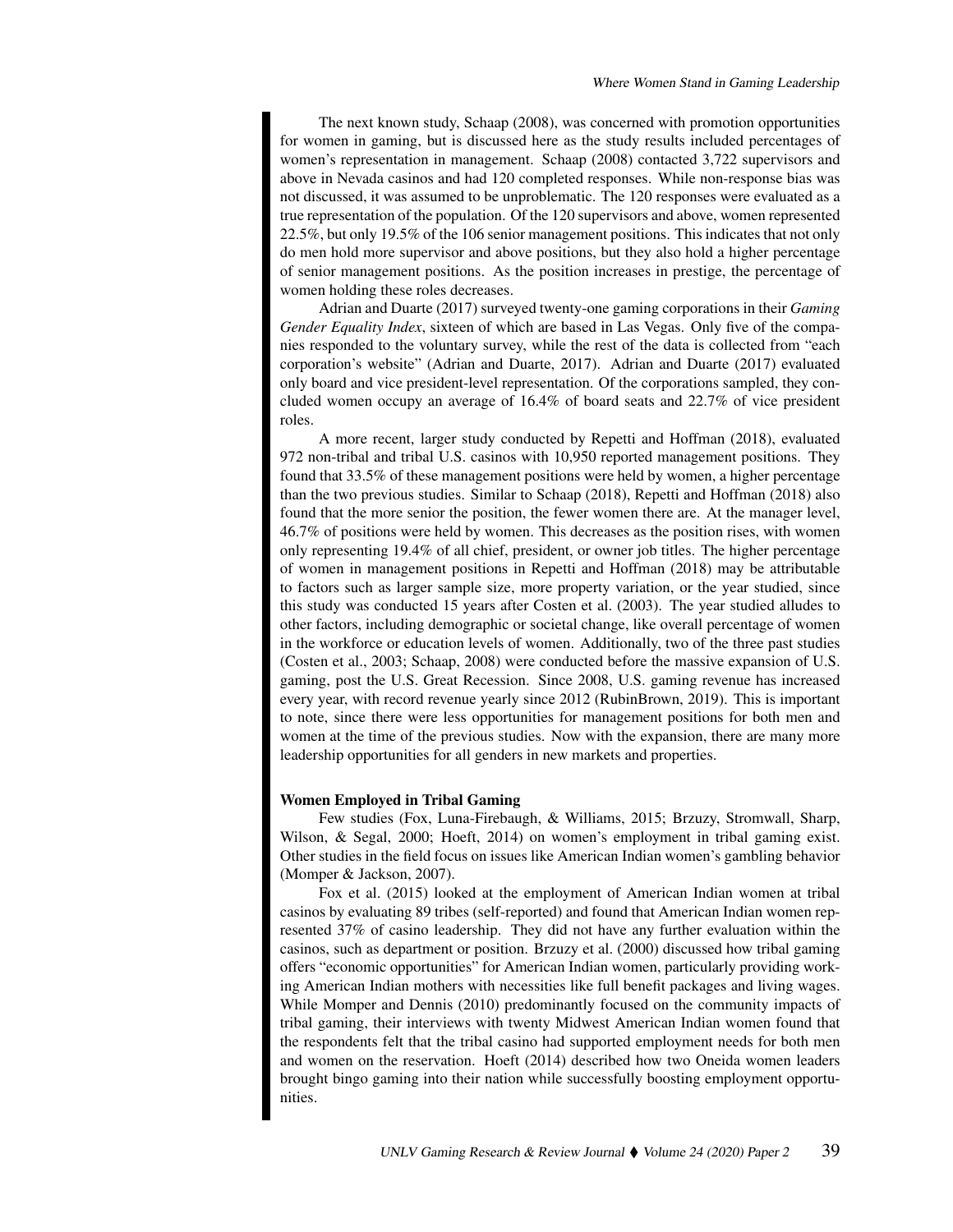The next known study, Schaap (2008), was concerned with promotion opportunities for women in gaming, but is discussed here as the study results included percentages of women's representation in management. Schaap (2008) contacted 3,722 supervisors and above in Nevada casinos and had 120 completed responses. While non-response bias was not discussed, it was assumed to be unproblematic. The 120 responses were evaluated as a true representation of the population. Of the 120 supervisors and above, women represented 22.5%, but only 19.5% of the 106 senior management positions. This indicates that not only do men hold more supervisor and above positions, but they also hold a higher percentage of senior management positions. As the position increases in prestige, the percentage of women holding these roles decreases.

Adrian and Duarte (2017) surveyed twenty-one gaming corporations in their *Gaming Gender Equality Index*, sixteen of which are based in Las Vegas. Only five of the companies responded to the voluntary survey, while the rest of the data is collected from "each corporation's website" (Adrian and Duarte, 2017). Adrian and Duarte (2017) evaluated only board and vice president-level representation. Of the corporations sampled, they concluded women occupy an average of 16.4% of board seats and 22.7% of vice president roles.

A more recent, larger study conducted by Repetti and Hoffman (2018), evaluated 972 non-tribal and tribal U.S. casinos with 10,950 reported management positions. They found that 33.5% of these management positions were held by women, a higher percentage than the two previous studies. Similar to Schaap (2018), Repetti and Hoffman (2018) also found that the more senior the position, the fewer women there are. At the manager level, 46.7% of positions were held by women. This decreases as the position rises, with women only representing 19.4% of all chief, president, or owner job titles. The higher percentage of women in management positions in Repetti and Hoffman (2018) may be attributable to factors such as larger sample size, more property variation, or the year studied, since this study was conducted 15 years after Costen et al. (2003). The year studied alludes to other factors, including demographic or societal change, like overall percentage of women in the workforce or education levels of women. Additionally, two of the three past studies (Costen et al., 2003; Schaap, 2008) were conducted before the massive expansion of U.S. gaming, post the U.S. Great Recession. Since 2008, U.S. gaming revenue has increased every year, with record revenue yearly since 2012 (RubinBrown, 2019). This is important to note, since there were less opportunities for management positions for both men and women at the time of the previous studies. Now with the expansion, there are many more leadership opportunities for all genders in new markets and properties.

### Women Employed in Tribal Gaming

Few studies (Fox, Luna-Firebaugh, & Williams, 2015; Brzuzy, Stromwall, Sharp, Wilson, & Segal, 2000; Hoeft, 2014) on women's employment in tribal gaming exist. Other studies in the field focus on issues like American Indian women's gambling behavior (Momper & Jackson, 2007).

Fox et al. (2015) looked at the employment of American Indian women at tribal casinos by evaluating 89 tribes (self-reported) and found that American Indian women represented 37% of casino leadership. They did not have any further evaluation within the casinos, such as department or position. Brzuzy et al. (2000) discussed how tribal gaming offers "economic opportunities" for American Indian women, particularly providing working American Indian mothers with necessities like full benefit packages and living wages. While Momper and Dennis (2010) predominantly focused on the community impacts of tribal gaming, their interviews with twenty Midwest American Indian women found that the respondents felt that the tribal casino had supported employment needs for both men and women on the reservation. Hoeft (2014) described how two Oneida women leaders brought bingo gaming into their nation while successfully boosting employment opportunities.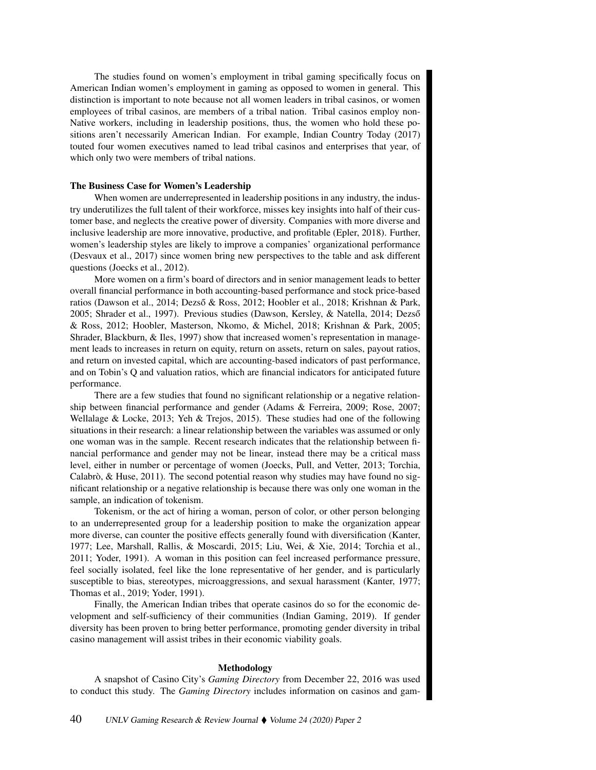The studies found on women's employment in tribal gaming specifically focus on American Indian women's employment in gaming as opposed to women in general. This distinction is important to note because not all women leaders in tribal casinos, or women employees of tribal casinos, are members of a tribal nation. Tribal casinos employ non-Native workers, including in leadership positions, thus, the women who hold these positions aren't necessarily American Indian. For example, Indian Country Today (2017) touted four women executives named to lead tribal casinos and enterprises that year, of which only two were members of tribal nations.

### The Business Case for Women's Leadership

When women are underrepresented in leadership positions in any industry, the industry underutilizes the full talent of their workforce, misses key insights into half of their customer base, and neglects the creative power of diversity. Companies with more diverse and inclusive leadership are more innovative, productive, and profitable (Epler, 2018). Further, women's leadership styles are likely to improve a companies' organizational performance (Desvaux et al., 2017) since women bring new perspectives to the table and ask different questions (Joecks et al., 2012).

More women on a firm's board of directors and in senior management leads to better overall financial performance in both accounting-based performance and stock price-based ratios (Dawson et al., 2014; Dezső & Ross, 2012; Hoobler et al., 2018; Krishnan & Park, 2005; Shrader et al., 1997). Previous studies (Dawson, Kersley, & Natella, 2014; Dezső & Ross, 2012; Hoobler, Masterson, Nkomo, & Michel, 2018; Krishnan & Park, 2005; Shrader, Blackburn, & Iles, 1997) show that increased women's representation in management leads to increases in return on equity, return on assets, return on sales, payout ratios, and return on invested capital, which are accounting-based indicators of past performance, and on Tobin's Q and valuation ratios, which are financial indicators for anticipated future performance.

There are a few studies that found no significant relationship or a negative relationship between financial performance and gender (Adams & Ferreira, 2009; Rose, 2007; Wellalage & Locke, 2013; Yeh & Trejos, 2015). These studies had one of the following situations in their research: a linear relationship between the variables was assumed or only one woman was in the sample. Recent research indicates that the relationship between financial performance and gender may not be linear, instead there may be a critical mass level, either in number or percentage of women (Joecks, Pull, and Vetter, 2013; Torchia, Calabrò, & Huse, 2011). The second potential reason why studies may have found no significant relationship or a negative relationship is because there was only one woman in the sample, an indication of tokenism.

Tokenism, or the act of hiring a woman, person of color, or other person belonging to an underrepresented group for a leadership position to make the organization appear more diverse, can counter the positive effects generally found with diversification (Kanter, 1977; Lee, Marshall, Rallis, & Moscardi, 2015; Liu, Wei, & Xie, 2014; Torchia et al., 2011; Yoder, 1991). A woman in this position can feel increased performance pressure, feel socially isolated, feel like the lone representative of her gender, and is particularly susceptible to bias, stereotypes, microaggressions, and sexual harassment (Kanter, 1977; Thomas et al., 2019; Yoder, 1991).

Finally, the American Indian tribes that operate casinos do so for the economic development and self-sufficiency of their communities (Indian Gaming, 2019). If gender diversity has been proven to bring better performance, promoting gender diversity in tribal casino management will assist tribes in their economic viability goals.

## Methodology

A snapshot of Casino City's *Gaming Directory* from December 22, 2016 was used to conduct this study. The *Gaming Directory* includes information on casinos and gam-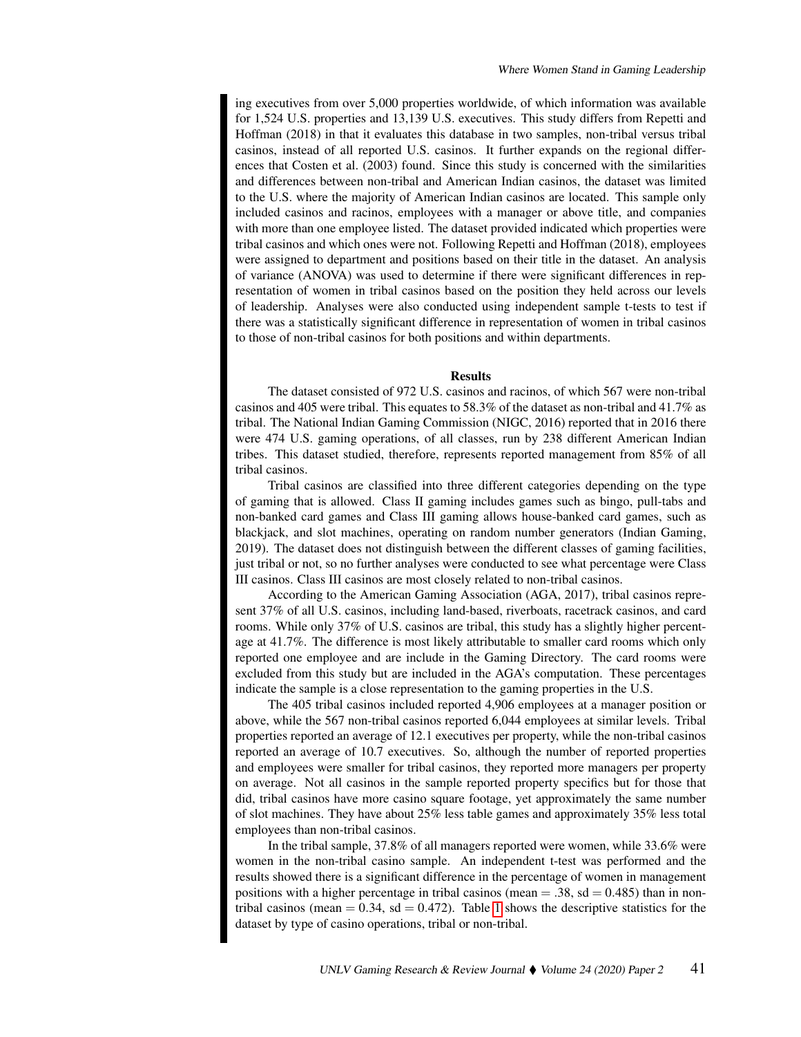ing executives from over 5,000 properties worldwide, of which information was available for 1,524 U.S. properties and 13,139 U.S. executives. This study differs from Repetti and Hoffman (2018) in that it evaluates this database in two samples, non-tribal versus tribal casinos, instead of all reported U.S. casinos. It further expands on the regional differences that Costen et al. (2003) found. Since this study is concerned with the similarities and differences between non-tribal and American Indian casinos, the dataset was limited to the U.S. where the majority of American Indian casinos are located. This sample only included casinos and racinos, employees with a manager or above title, and companies with more than one employee listed. The dataset provided indicated which properties were tribal casinos and which ones were not. Following Repetti and Hoffman (2018), employees were assigned to department and positions based on their title in the dataset. An analysis of variance (ANOVA) was used to determine if there were significant differences in representation of women in tribal casinos based on the position they held across our levels of leadership. Analyses were also conducted using independent sample t-tests to test if there was a statistically significant difference in representation of women in tribal casinos to those of non-tribal casinos for both positions and within departments.

## Results

The dataset consisted of 972 U.S. casinos and racinos, of which 567 were non-tribal casinos and 405 were tribal. This equates to 58.3% of the dataset as non-tribal and 41.7% as tribal. The National Indian Gaming Commission (NIGC, 2016) reported that in 2016 there were 474 U.S. gaming operations, of all classes, run by 238 different American Indian tribes. This dataset studied, therefore, represents reported management from 85% of all tribal casinos.

Tribal casinos are classified into three different categories depending on the type of gaming that is allowed. Class II gaming includes games such as bingo, pull-tabs and non-banked card games and Class III gaming allows house-banked card games, such as blackjack, and slot machines, operating on random number generators (Indian Gaming, 2019). The dataset does not distinguish between the different classes of gaming facilities, just tribal or not, so no further analyses were conducted to see what percentage were Class III casinos. Class III casinos are most closely related to non-tribal casinos.

According to the American Gaming Association (AGA, 2017), tribal casinos represent 37% of all U.S. casinos, including land-based, riverboats, racetrack casinos, and card rooms. While only 37% of U.S. casinos are tribal, this study has a slightly higher percentage at 41.7%. The difference is most likely attributable to smaller card rooms which only reported one employee and are include in the Gaming Directory. The card rooms were excluded from this study but are included in the AGA's computation. These percentages indicate the sample is a close representation to the gaming properties in the U.S.

The 405 tribal casinos included reported 4,906 employees at a manager position or above, while the 567 non-tribal casinos reported 6,044 employees at similar levels. Tribal properties reported an average of 12.1 executives per property, while the non-tribal casinos reported an average of 10.7 executives. So, although the number of reported properties and employees were smaller for tribal casinos, they reported more managers per property on average. Not all casinos in the sample reported property specifics but for those that did, tribal casinos have more casino square footage, yet approximately the same number of slot machines. They have about 25% less table games and approximately 35% less total employees than non-tribal casinos.

In the tribal sample, 37.8% of all managers reported were women, while 33.6% were women in the non-tribal casino sample. An independent t-test was performed and the results showed there is a significant difference in the percentage of women in management positions with a higher percentage in tribal casinos (mean = .38, sd = 0.485) than in non-tribal casinos (mean = 0.34, sd = 0.472). Table 1 shows the descriptive statistics for the dataset by type of casino operations, tribal or non-tribal.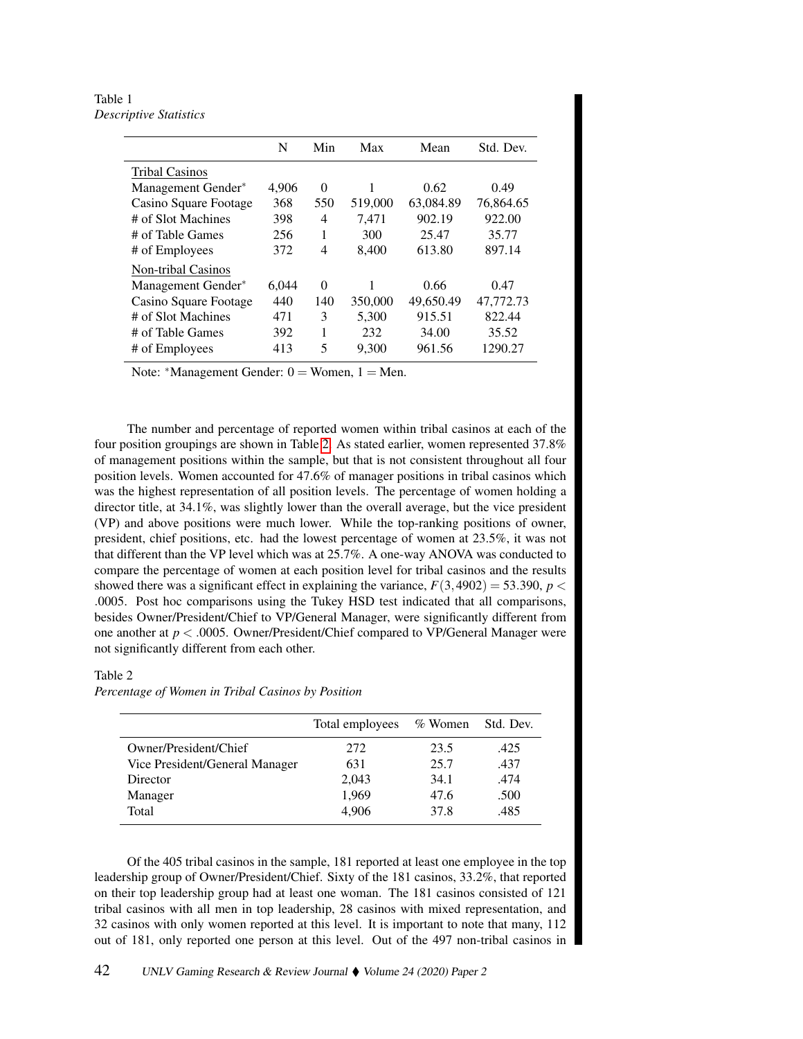Table 1

*Descriptive Statistics*

| | N | Min | Max | Mean | Std. Dev. |
|---|---|---|---|---|---|
| Tribal Casinos | | | | | |
| Management Gender* | 4,906 | 0 | 1 | 0.62 | 0.49 |
| Casino Square Footage | 368 | 550 | 519,000 | 63,084.89 | 76,864.65 |
| # of Slot Machines | 398 | 4 | 7,471 | 902.19 | 922.00 |
| # of Table Games | 256 | 1 | 300 | 25.47 | 35.77 |
| # of Employees | 372 | 4 | 8,400 | 613.80 | 897.14 |
| Non-tribal Casinos | | | | | |
| Management Gender* | 6,044 | 0 | 1 | 0.66 | 0.47 |
| Casino Square Footage | 440 | 140 | 350,000 | 49,650.49 | 47,772.73 |
| # of Slot Machines | 471 | 3 | 5,300 | 915.51 | 822.44 |
| # of Table Games | 392 | 1 | 232 | 34.00 | 35.52 |
| # of Employees | 413 | 5 | 9,300 | 961.56 | 1290.27 |

Note: *Management Gender: 0 = Women, 1 = Men.

The number and percentage of reported women within tribal casinos at each of the four position groupings are shown in Table 2. As stated earlier, women represented 37.8% of management positions within the sample, but that is not consistent throughout all four position levels. Women accounted for 47.6% of manager positions in tribal casinos which was the highest representation of all position levels. The percentage of women holding a director title, at 34.1%, was slightly lower than the overall average, but the vice president (VP) and above positions were much lower. While the top-ranking positions of owner, president, chief positions, etc. had the lowest percentage of women at 23.5%, it was not that different than the VP level which was at 25.7%. A one-way ANOVA was conducted to compare the percentage of women at each position level for tribal casinos and the results showed there was a significant effect in explaining the variance, $F(3,4902) = 53.390$, $p < .0005$. Post hoc comparisons using the Tukey HSD test indicated that all comparisons, besides Owner/President/Chief to VP/General Manager, were significantly different from one another at $p < .0005$. Owner/President/Chief compared to VP/General Manager were not significantly different from each other.

Table 2

*Percentage of Women in Tribal Casinos by Position*

| | Total employees | % Women | Std. Dev. |
|---|---|---|---|
| Owner/President/Chief | 272 | 23.5 | .425 |
| Vice President/General Manager | 631 | 25.7 | .437 |
| Director | 2,043 | 34.1 | .474 |
| Manager | 1,969 | 47.6 | .500 |
| Total | 4,906 | 37.8 | .485 |

Of the 405 tribal casinos in the sample, 181 reported at least one employee in the top leadership group of Owner/President/Chief. Sixty of the 181 casinos, 33.2%, that reported on their top leadership group had at least one woman. The 181 casinos consisted of 121 tribal casinos with all men in top leadership, 28 casinos with mixed representation, and 32 casinos with only women reported at this level. It is important to note that many, 112 out of 181, only reported one person at this level. Out of the 497 non-tribal casinos in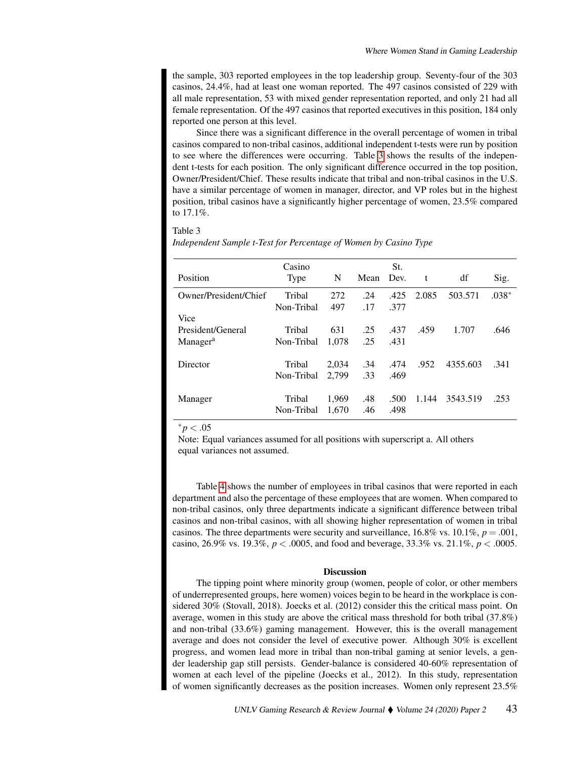the sample, 303 reported employees in the top leadership group. Seventy-four of the 303 casinos, 24.4%, had at least one woman reported. The 497 casinos consisted of 229 with all male representation, 53 with mixed gender representation reported, and only 21 had all female representation. Of the 497 casinos that reported executives in this position, 184 only reported one person at this level.

Since there was a significant difference in the overall percentage of women in tribal casinos compared to non-tribal casinos, additional independent t-tests were run by position to see where the differences were occurring. Table 3 shows the results of the independent t-tests for each position. The only significant difference occurred in the top position, Owner/President/Chief. These results indicate that tribal and non-tribal casinos in the U.S. have a similar percentage of women in manager, director, and VP roles but in the highest position, tribal casinos have a significantly higher percentage of women, 23.5% compared to 17.1%.

Table 3

*Independent Sample t-Test for Percentage of Women by Casino Type*

| Position | Casino Type | N | Mean | St. Dev. | t | df | Sig. |
|---|---|---|---|---|---|---|---|
| Owner/President/Chief | Tribal | 272 | .24 | .425 | 2.085 | 503.571 | .038* |
| | Non-Tribal | 497 | .17 | .377 | | | |
| Vice President/General Manager[a] | Tribal | 631 | .25 | .437 | .459 | 1.707 | .646 |
| | Non-Tribal | 1,078 | .25 | .431 | | | |
| Director | Tribal | 2,034 | .34 | .474 | .952 | 4355.603 | .341 |
| | Non-Tribal | 2,799 | .33 | .469 | | | |
| Manager | Tribal | 1,969 | .48 | .500 | 1.144 | 3543.519 | .253 |
| | Non-Tribal | 1,670 | .46 | .498 | | | |

$^{*}p < .05$

Note: Equal variances assumed for all positions with superscript a. All others equal variances not assumed.

Table 4 shows the number of employees in tribal casinos that were reported in each department and also the percentage of these employees that are women. When compared to non-tribal casinos, only three departments indicate a significant difference between tribal casinos and non-tribal casinos, with all showing higher representation of women in tribal casinos. The three departments were security and surveillance, 16.8% vs. 10.1%, $p = .001$, casino, 26.9% vs. 19.3%, $p < .0005$, and food and beverage, 33.3% vs. 21.1%, $p < .0005$.

## Discussion

The tipping point where minority group (women, people of color, or other members of underrepresented groups, here women) voices begin to be heard in the workplace is considered 30% (Stovall, 2018). Joecks et al. (2012) consider this the critical mass point. On average, women in this study are above the critical mass threshold for both tribal (37.8%) and non-tribal (33.6%) gaming management. However, this is the overall management average and does not consider the level of executive power. Although 30% is excellent progress, and women lead more in tribal than non-tribal gaming at senior levels, a gender leadership gap still persists. Gender-balance is considered 40-60% representation of women at each level of the pipeline (Joecks et al., 2012). In this study, representation of women significantly decreases as the position increases. Women only represent 23.5%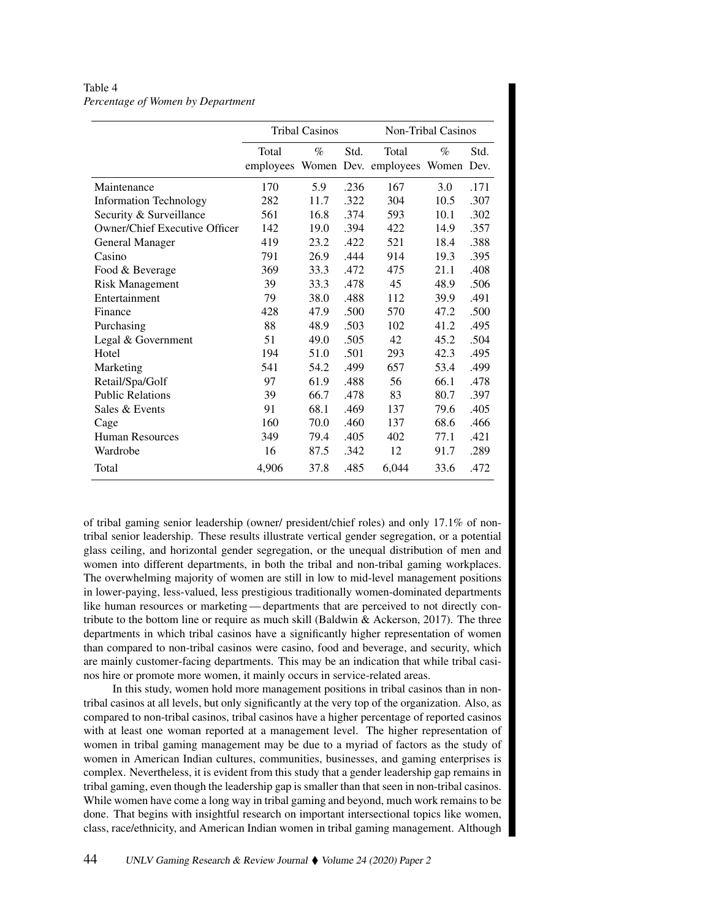Table 4
*Percentage of Women by Department*

| | Tribal Casinos | | | Non-Tribal Casinos | | |
|---|---|---|---|---|---|---|
| | Total employees | % Women | Std. Dev. | Total employees | % Women | Std. Dev. |
| Maintenance | 170 | 5.9 | .236 | 167 | 3.0 | .171 |
| Information Technology | 282 | 11.7 | .322 | 304 | 10.5 | .307 |
| Security & Surveillance | 561 | 16.8 | .374 | 593 | 10.1 | .302 |
| Owner/Chief Executive Officer | 142 | 19.0 | .394 | 422 | 14.9 | .357 |
| General Manager | 419 | 23.2 | .422 | 521 | 18.4 | .388 |
| Casino | 791 | 26.9 | .444 | 914 | 19.3 | .395 |
| Food & Beverage | 369 | 33.3 | .472 | 475 | 21.1 | .408 |
| Risk Management | 39 | 33.3 | .478 | 45 | 48.9 | .506 |
| Entertainment | 79 | 38.0 | .488 | 112 | 39.9 | .491 |
| Finance | 428 | 47.9 | .500 | 570 | 47.2 | .500 |
| Purchasing | 88 | 48.9 | .503 | 102 | 41.2 | .495 |
| Legal & Government | 51 | 49.0 | .505 | 42 | 45.2 | .504 |
| Hotel | 194 | 51.0 | .501 | 293 | 42.3 | .495 |
| Marketing | 541 | 54.2 | .499 | 657 | 53.4 | .499 |
| Retail/Spa/Golf | 97 | 61.9 | .488 | 56 | 66.1 | .478 |
| Public Relations | 39 | 66.7 | .478 | 83 | 80.7 | .397 |
| Sales & Events | 91 | 68.1 | .469 | 137 | 79.6 | .405 |
| Cage | 160 | 70.0 | .460 | 137 | 68.6 | .466 |
| Human Resources | 349 | 79.4 | .405 | 402 | 77.1 | .421 |
| Wardrobe | 16 | 87.5 | .342 | 12 | 91.7 | .289 |
| Total | 4,906 | 37.8 | .485 | 6,044 | 33.6 | .472 |

of tribal gaming senior leadership (owner/ president/chief roles) and only 17.1% of non-tribal senior leadership. These results illustrate vertical gender segregation, or a potential glass ceiling, and horizontal gender segregation, or the unequal distribution of men and women into different departments, in both the tribal and non-tribal gaming workplaces. The overwhelming majority of women are still in low to mid-level management positions in lower-paying, less-valued, less prestigious traditionally women-dominated departments like human resources or marketing — departments that are perceived to not directly contribute to the bottom line or require as much skill (Baldwin & Ackerson, 2017). The three departments in which tribal casinos have a significantly higher representation of women than compared to non-tribal casinos were casino, food and beverage, and security, which are mainly customer-facing departments. This may be an indication that while tribal casinos hire or promote more women, it mainly occurs in service-related areas.

In this study, women hold more management positions in tribal casinos than in non-tribal casinos at all levels, but only significantly at the very top of the organization. Also, as compared to non-tribal casinos, tribal casinos have a higher percentage of reported casinos with at least one woman reported at a management level. The higher representation of women in tribal gaming management may be due to a myriad of factors as the study of women in American Indian cultures, communities, businesses, and gaming enterprises is complex. Nevertheless, it is evident from this study that a gender leadership gap remains in tribal gaming, even though the leadership gap is smaller than that seen in non-tribal casinos. While women have come a long way in tribal gaming and beyond, much work remains to be done. That begins with insightful research on important intersectional topics like women, class, race/ethnicity, and American Indian women in tribal gaming management. Although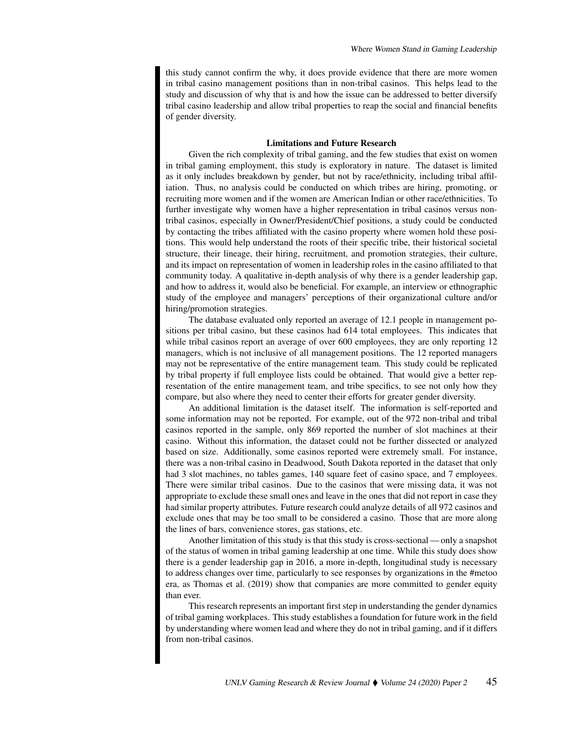this study cannot confirm the why, it does provide evidence that there are more women in tribal casino management positions than in non-tribal casinos. This helps lead to the study and discussion of why that is and how the issue can be addressed to better diversify tribal casino leadership and allow tribal properties to reap the social and financial benefits of gender diversity.

## Limitations and Future Research

Given the rich complexity of tribal gaming, and the few studies that exist on women in tribal gaming employment, this study is exploratory in nature. The dataset is limited as it only includes breakdown by gender, but not by race/ethnicity, including tribal affiliation. Thus, no analysis could be conducted on which tribes are hiring, promoting, or recruiting more women and if the women are American Indian or other race/ethnicities. To further investigate why women have a higher representation in tribal casinos versus non-tribal casinos, especially in Owner/President/Chief positions, a study could be conducted by contacting the tribes affiliated with the casino property where women hold these positions. This would help understand the roots of their specific tribe, their historical societal structure, their lineage, their hiring, recruitment, and promotion strategies, their culture, and its impact on representation of women in leadership roles in the casino affiliated to that community today. A qualitative in-depth analysis of why there is a gender leadership gap, and how to address it, would also be beneficial. For example, an interview or ethnographic study of the employee and managers' perceptions of their organizational culture and/or hiring/promotion strategies.

The database evaluated only reported an average of 12.1 people in management positions per tribal casino, but these casinos had 614 total employees. This indicates that while tribal casinos report an average of over 600 employees, they are only reporting 12 managers, which is not inclusive of all management positions. The 12 reported managers may not be representative of the entire management team. This study could be replicated by tribal property if full employee lists could be obtained. That would give a better representation of the entire management team, and tribe specifics, to see not only how they compare, but also where they need to center their efforts for greater gender diversity.

An additional limitation is the dataset itself. The information is self-reported and some information may not be reported. For example, out of the 972 non-tribal and tribal casinos reported in the sample, only 869 reported the number of slot machines at their casino. Without this information, the dataset could not be further dissected or analyzed based on size. Additionally, some casinos reported were extremely small. For instance, there was a non-tribal casino in Deadwood, South Dakota reported in the dataset that only had 3 slot machines, no tables games, 140 square feet of casino space, and 7 employees. There were similar tribal casinos. Due to the casinos that were missing data, it was not appropriate to exclude these small ones and leave in the ones that did not report in case they had similar property attributes. Future research could analyze details of all 972 casinos and exclude ones that may be too small to be considered a casino. Those that are more along the lines of bars, convenience stores, gas stations, etc.

Another limitation of this study is that this study is cross-sectional — only a snapshot of the status of women in tribal gaming leadership at one time. While this study does show there is a gender leadership gap in 2016, a more in-depth, longitudinal study is necessary to address changes over time, particularly to see responses by organizations in the #metoo era, as Thomas et al. (2019) show that companies are more committed to gender equity than ever.

This research represents an important first step in understanding the gender dynamics of tribal gaming workplaces. This study establishes a foundation for future work in the field by understanding where women lead and where they do not in tribal gaming, and if it differs from non-tribal casinos.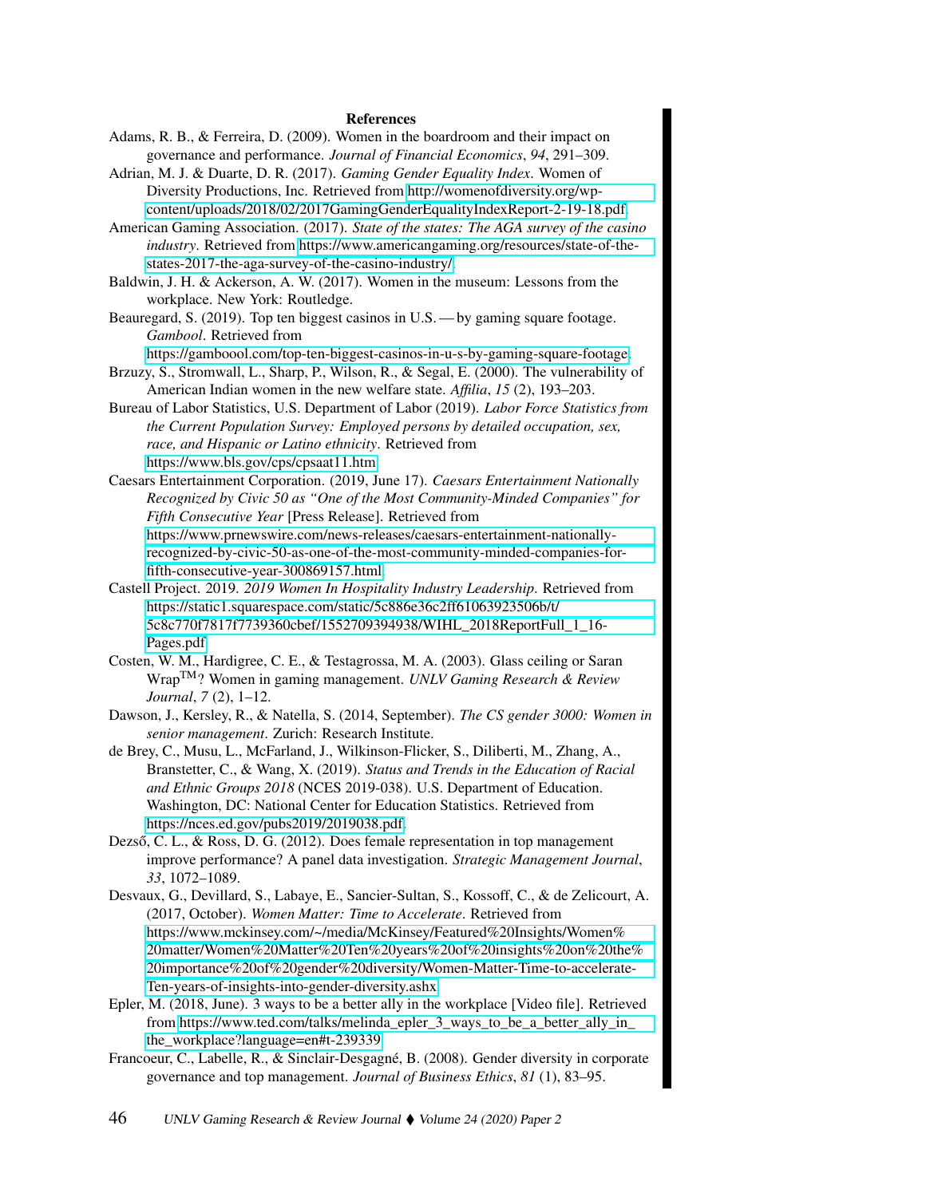## References

Adams, R. B., & Ferreira, D. (2009). Women in the boardroom and their impact on governance and performance. *Journal of Financial Economics*, *94*, 291–309.

Adrian, M. J. & Duarte, D. R. (2017). *Gaming Gender Equality Index*. Women of Diversity Productions, Inc. Retrieved from http://womenofdiversity.org/wp-content/uploads/2018/02/2017GamingGenderEqualityIndexReport-2-19-18.pdf.

American Gaming Association. (2017). *State of the states: The AGA survey of the casino industry*. Retrieved from https://www.americangaming.org/resources/state-of-the-states-2017-the-aga-survey-of-the-casino-industry/.

Baldwin, J. H. & Ackerson, A. W. (2017). Women in the museum: Lessons from the workplace. New York: Routledge.

Beauregard, S. (2019). Top ten biggest casinos in U.S. — by gaming square footage. *Gambool*. Retrieved from https://gamboool.com/top-ten-biggest-casinos-in-u-s-by-gaming-square-footage.

Brzuzy, S., Stromwall, L., Sharp, P., Wilson, R., & Segal, E. (2000). The vulnerability of American Indian women in the new welfare state. *Affilia*, *15* (2), 193–203.

Bureau of Labor Statistics, U.S. Department of Labor (2019). *Labor Force Statistics from the Current Population Survey: Employed persons by detailed occupation, sex, race, and Hispanic or Latino ethnicity*. Retrieved from https://www.bls.gov/cps/cpsaat11.htm.

Caesars Entertainment Corporation. (2019, June 17). *Caesars Entertainment Nationally Recognized by Civic 50 as "One of the Most Community-Minded Companies" for Fifth Consecutive Year* [Press Release]. Retrieved from https://www.prnewswire.com/news-releases/caesars-entertainment-nationally-recognized-by-civic-50-as-one-of-the-most-community-minded-companies-for-fifth-consecutive-year-300869157.html.

Castell Project. 2019. *2019 Women In Hospitality Industry Leadership*. Retrieved from https://static1.squarespace.com/static/5c886e36c2ff61063923506b/t/5c8c770f7817f7739360cbef/1552709394938/WIHL_2018ReportFull_1_16-Pages.pdf.

Costen, W. M., Hardigree, C. E., & Testagrossa, M. A. (2003). Glass ceiling or Saran Wrap™? Women in gaming management. *UNLV Gaming Research & Review Journal*, *7* (2), 1–12.

Dawson, J., Kersley, R., & Natella, S. (2014, September). *The CS gender 3000: Women in senior management*. Zurich: Research Institute.

de Brey, C., Musu, L., McFarland, J., Wilkinson-Flicker, S., Diliberti, M., Zhang, A., Branstetter, C., & Wang, X. (2019). *Status and Trends in the Education of Racial and Ethnic Groups 2018* (NCES 2019-038). U.S. Department of Education. Washington, DC: National Center for Education Statistics. Retrieved from https://nces.ed.gov/pubs2019/2019038.pdf.

Dezső, C. L., & Ross, D. G. (2012). Does female representation in top management improve performance? A panel data investigation. *Strategic Management Journal*, *33*, 1072–1089.

Desvaux, G., Devillard, S., Labaye, E., Sancier-Sultan, S., Kossoff, C., & de Zelicourt, A. (2017, October). *Women Matter: Time to Accelerate*. Retrieved from https://www.mckinsey.com/~/media/McKinsey/Featured%20Insights/Women%20matter/Women%20Matter%20Ten%20years%20of%20insights%20on%20the%20importance%20of%20gender%20diversity/Women-Matter-Time-to-accelerate-Ten-years-of-insights-into-gender-diversity.ashx.

Epler, M. (2018, June). 3 ways to be a better ally in the workplace [Video file]. Retrieved from https://www.ted.com/talks/melinda_epler_3_ways_to_be_a_better_ally_in_the_workplace?language=en#t-239339.

Francoeur, C., Labelle, R., & Sinclair-Desgagné, B. (2008). Gender diversity in corporate governance and top management. *Journal of Business Ethics*, *81* (1), 83–95.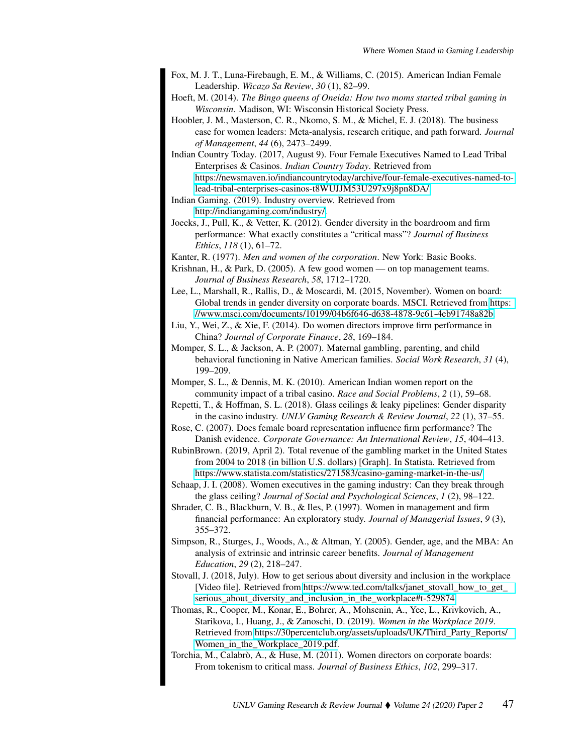Fox, M. J. T., Luna-Firebaugh, E. M., & Williams, C. (2015). American Indian Female Leadership. *Wicazo Sa Review*, *30* (1), 82–99.

Hoeft, M. (2014). *The Bingo queens of Oneida: How two moms started tribal gaming in Wisconsin*. Madison, WI: Wisconsin Historical Society Press.

Hoobler, J. M., Masterson, C. R., Nkomo, S. M., & Michel, E. J. (2018). The business case for women leaders: Meta-analysis, research critique, and path forward. *Journal of Management*, *44* (6), 2473–2499.

Indian Country Today. (2017, August 9). Four Female Executives Named to Lead Tribal Enterprises & Casinos. *Indian Country Today*. Retrieved from https://newsmaven.io/indiancountrytoday/archive/four-female-executives-named-to-lead-tribal-enterprises-casinos-t8WUJJM53U297x9j8pn8DA/

Indian Gaming. (2019). Industry overview. Retrieved from http://indiangaming.com/industry/.

Joecks, J., Pull, K., & Vetter, K. (2012). Gender diversity in the boardroom and firm performance: What exactly constitutes a "critical mass"? *Journal of Business Ethics*, *118* (1), 61–72.

Kanter, R. (1977). *Men and women of the corporation*. New York: Basic Books.

Krishnan, H., & Park, D. (2005). A few good women — on top management teams. *Journal of Business Research*, *58*, 1712–1720.

Lee, L., Marshall, R., Rallis, D., & Moscardi, M. (2015, November). Women on board: Global trends in gender diversity on corporate boards. MSCI. Retrieved from https://www.msci.com/documents/10199/04b6f646-d638-4878-9c61-4eb91748a82b

Liu, Y., Wei, Z., & Xie, F. (2014). Do women directors improve firm performance in China? *Journal of Corporate Finance*, *28*, 169–184.

Momper, S. L., & Jackson, A. P. (2007). Maternal gambling, parenting, and child behavioral functioning in Native American families. *Social Work Research*, *31* (4), 199–209.

Momper, S. L., & Dennis, M. K. (2010). American Indian women report on the community impact of a tribal casino. *Race and Social Problems*, *2* (1), 59–68.

Repetti, T., & Hoffman, S. L. (2018). Glass ceilings & leaky pipelines: Gender disparity in the casino industry. *UNLV Gaming Research & Review Journal*, *22* (1), 37–55.

Rose, C. (2007). Does female board representation influence firm performance? The Danish evidence. *Corporate Governance: An International Review*, *15*, 404–413.

RubinBrown. (2019, April 2). Total revenue of the gambling market in the United States from 2004 to 2018 (in billion U.S. dollars) [Graph]. In Statista. Retrieved from https://www.statista.com/statistics/271583/casino-gaming-market-in-the-us/

Schaap, J. I. (2008). Women executives in the gaming industry: Can they break through the glass ceiling? *Journal of Social and Psychological Sciences*, *1* (2), 98–122.

Shrader, C. B., Blackburn, V. B., & Iles, P. (1997). Women in management and firm financial performance: An exploratory study. *Journal of Managerial Issues*, *9* (3), 355–372.

Simpson, R., Sturges, J., Woods, A., & Altman, Y. (2005). Gender, age, and the MBA: An analysis of extrinsic and intrinsic career benefits. *Journal of Management Education*, *29* (2), 218–247.

Stovall, J. (2018, July). How to get serious about diversity and inclusion in the workplace [Video file]. Retrieved from https://www.ted.com/talks/janet_stovall_how_to_get_serious_about_diversity_and_inclusion_in_the_workplace#t-529874

Thomas, R., Cooper, M., Konar, E., Bohrer, A., Mohsenin, A., Yee, L., Krivkovich, A., Starikova, I., Huang, J., & Zanoschi, D. (2019). *Women in the Workplace 2019*. Retrieved from https://30percentclub.org/assets/uploads/UK/Third_Party_Reports/Women_in_the_Workplace_2019.pdf.

Torchia, M., Calabrò, A., & Huse, M. (2011). Women directors on corporate boards: From tokenism to critical mass. *Journal of Business Ethics*, *102*, 299–317.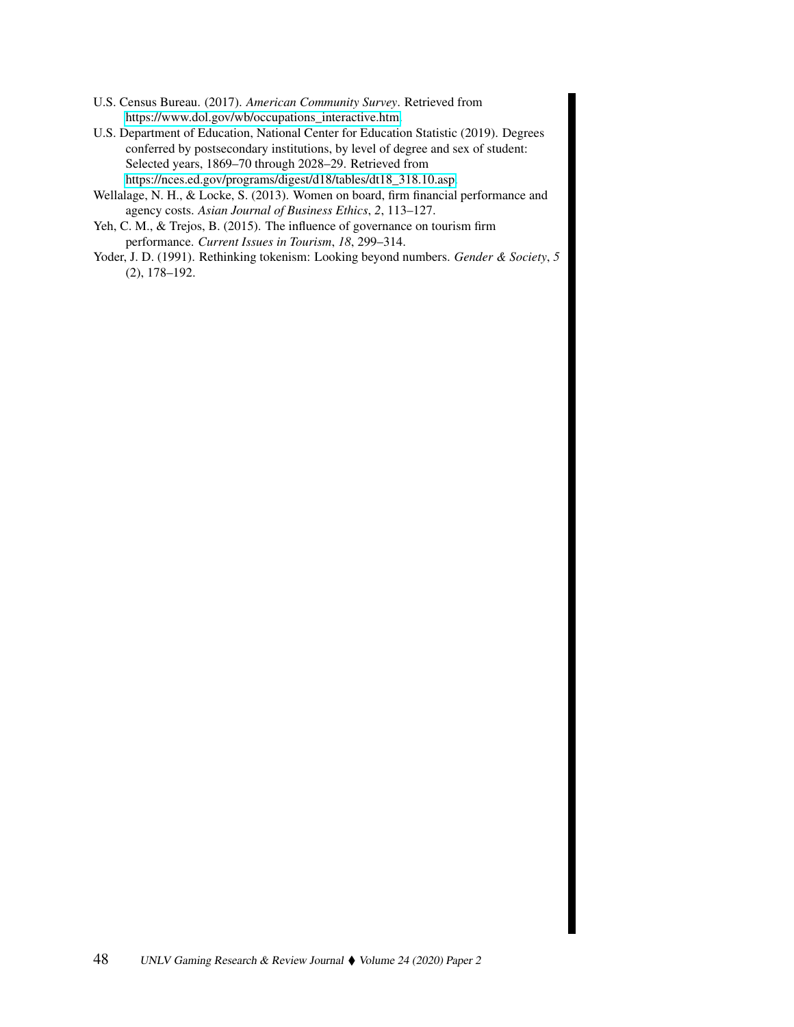U.S. Census Bureau. (2017). *American Community Survey*. Retrieved from https://www.dol.gov/wb/occupations_interactive.htm

U.S. Department of Education, National Center for Education Statistic (2019). Degrees conferred by postsecondary institutions, by level of degree and sex of student: Selected years, 1869–70 through 2028–29. Retrieved from https://nces.ed.gov/programs/digest/d18/tables/dt18_318.10.asp

Wellalage, N. H., & Locke, S. (2013). Women on board, firm financial performance and agency costs. *Asian Journal of Business Ethics*, *2*, 113–127.

Yeh, C. M., & Trejos, B. (2015). The influence of governance on tourism firm performance. *Current Issues in Tourism*, *18*, 299–314.

Yoder, J. D. (1991). Rethinking tokenism: Looking beyond numbers. *Gender & Society*, *5* (2), 178–192.